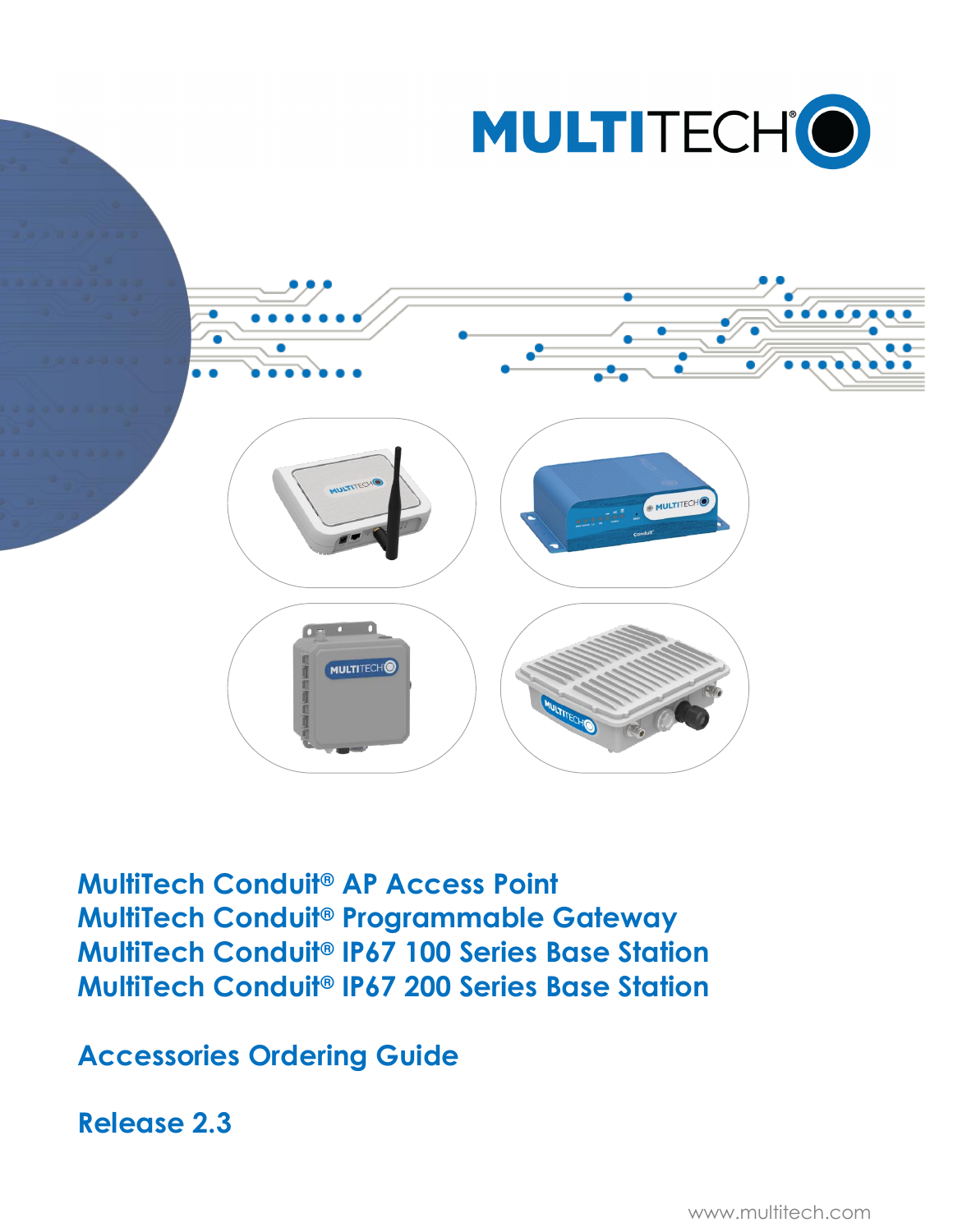# MultiTech Conduit® AP Access Point
# MultiTech Conduit® Programmable Gateway
# MultiTech Conduit® IP67 100 Series Base Station
# MultiTech Conduit® IP67 200 Series Base Station

## Accessories Ordering Guide

## Release 2.3

www.multitech.com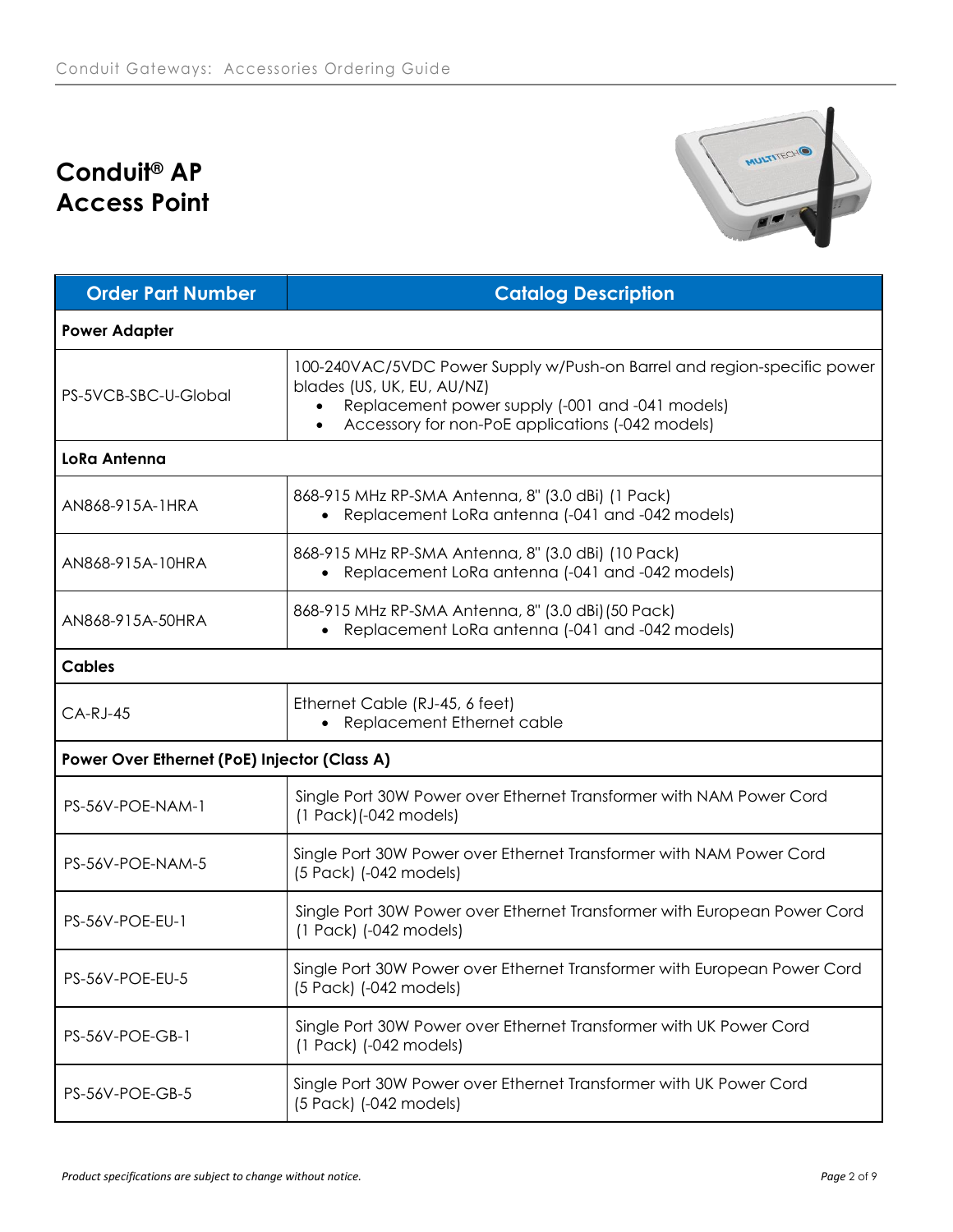# Conduit® AP Access Point

| Order Part Number | Catalog Description |
|---|---|
| **Power Adapter** | |
| PS-5VCB-SBC-U-Global | 100-240VAC/5VDC Power Supply w/Push-on Barrel and region-specific power blades (US, UK, EU, AU/NZ)<br>• Replacement power supply (-001 and -041 models)<br>• Accessory for non-PoE applications (-042 models) |
| **LoRa Antenna** | |
| AN868-915A-1HRA | 868-915 MHz RP-SMA Antenna, 8" (3.0 dBi) (1 Pack)<br>• Replacement LoRa antenna (-041 and -042 models) |
| AN868-915A-10HRA | 868-915 MHz RP-SMA Antenna, 8" (3.0 dBi) (10 Pack)<br>• Replacement LoRa antenna (-041 and -042 models) |
| AN868-915A-50HRA | 868-915 MHz RP-SMA Antenna, 8" (3.0 dBi) (50 Pack)<br>• Replacement LoRa antenna (-041 and -042 models) |
| **Cables** | |
| CA-RJ-45 | Ethernet Cable (RJ-45, 6 feet)<br>• Replacement Ethernet cable |
| **Power Over Ethernet (PoE) Injector (Class A)** | |
| PS-56V-POE-NAM-1 | Single Port 30W Power over Ethernet Transformer with NAM Power Cord (1 Pack)(-042 models) |
| PS-56V-POE-NAM-5 | Single Port 30W Power over Ethernet Transformer with NAM Power Cord (5 Pack) (-042 models) |
| PS-56V-POE-EU-1 | Single Port 30W Power over Ethernet Transformer with European Power Cord (1 Pack) (-042 models) |
| PS-56V-POE-EU-5 | Single Port 30W Power over Ethernet Transformer with European Power Cord (5 Pack) (-042 models) |
| PS-56V-POE-GB-1 | Single Port 30W Power over Ethernet Transformer with UK Power Cord (1 Pack) (-042 models) |
| PS-56V-POE-GB-5 | Single Port 30W Power over Ethernet Transformer with UK Power Cord (5 Pack) (-042 models) |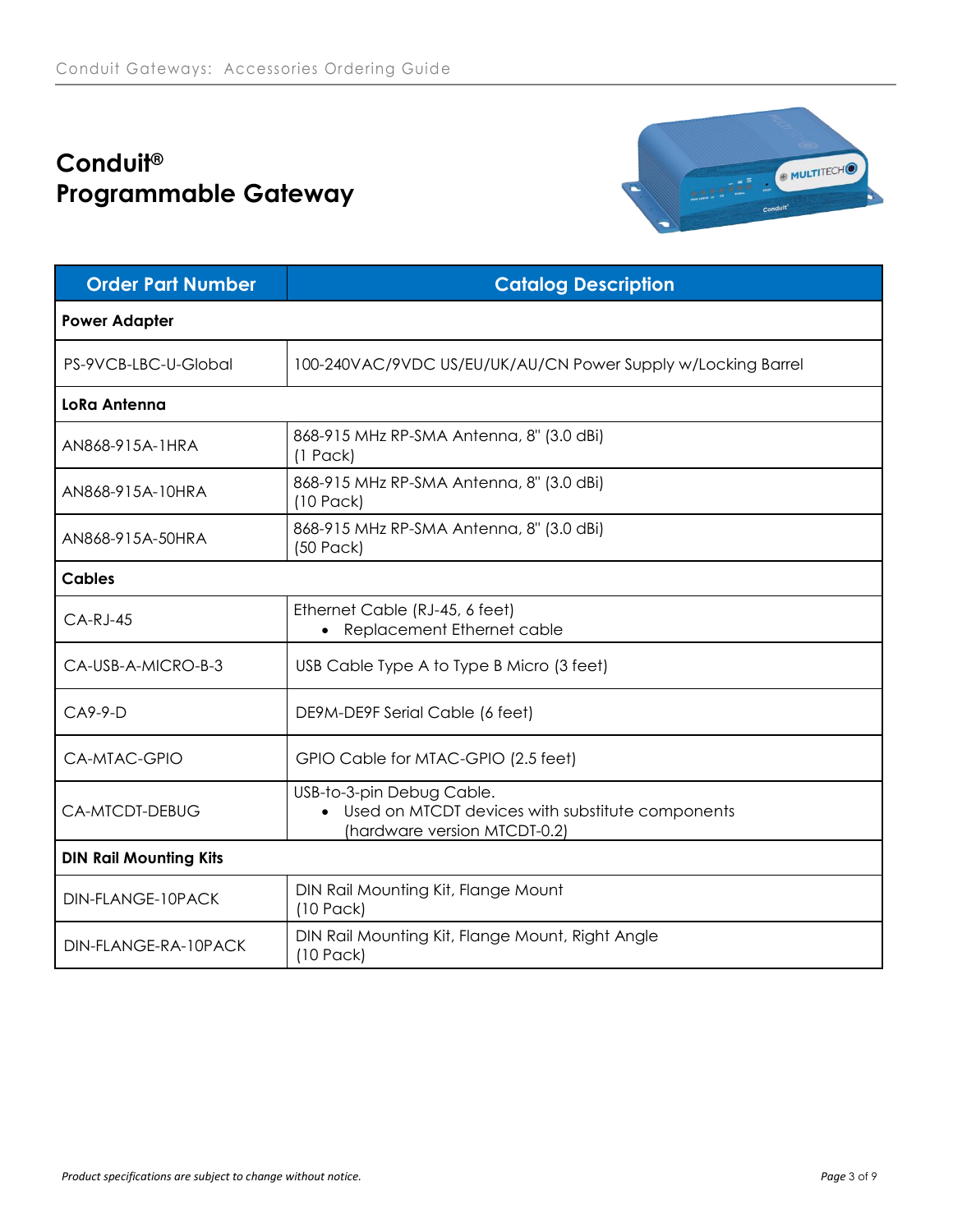# Conduit®
# Programmable Gateway

| Order Part Number | Catalog Description |
| --- | --- |
| **Power Adapter** | |
| PS-9VCB-LBC-U-Global | 100-240VAC/9VDC US/EU/UK/AU/CN Power Supply w/Locking Barrel |
| **LoRa Antenna** | |
| AN868-915A-1HRA | 868-915 MHz RP-SMA Antenna, 8" (3.0 dBi) (1 Pack) |
| AN868-915A-10HRA | 868-915 MHz RP-SMA Antenna, 8" (3.0 dBi) (10 Pack) |
| AN868-915A-50HRA | 868-915 MHz RP-SMA Antenna, 8" (3.0 dBi) (50 Pack) |
| **Cables** | |
| CA-RJ-45 | Ethernet Cable (RJ-45, 6 feet) • Replacement Ethernet cable |
| CA-USB-A-MICRO-B-3 | USB Cable Type A to Type B Micro (3 feet) |
| CA9-9-D | DE9M-DE9F Serial Cable (6 feet) |
| CA-MTAC-GPIO | GPIO Cable for MTAC-GPIO (2.5 feet) |
| CA-MTCDT-DEBUG | USB-to-3-pin Debug Cable. • Used on MTCDT devices with substitute components (hardware version MTCDT-0.2) |
| **DIN Rail Mounting Kits** | |
| DIN-FLANGE-10PACK | DIN Rail Mounting Kit, Flange Mount (10 Pack) |
| DIN-FLANGE-RA-10PACK | DIN Rail Mounting Kit, Flange Mount, Right Angle (10 Pack) |

*Product specifications are subject to change without notice.*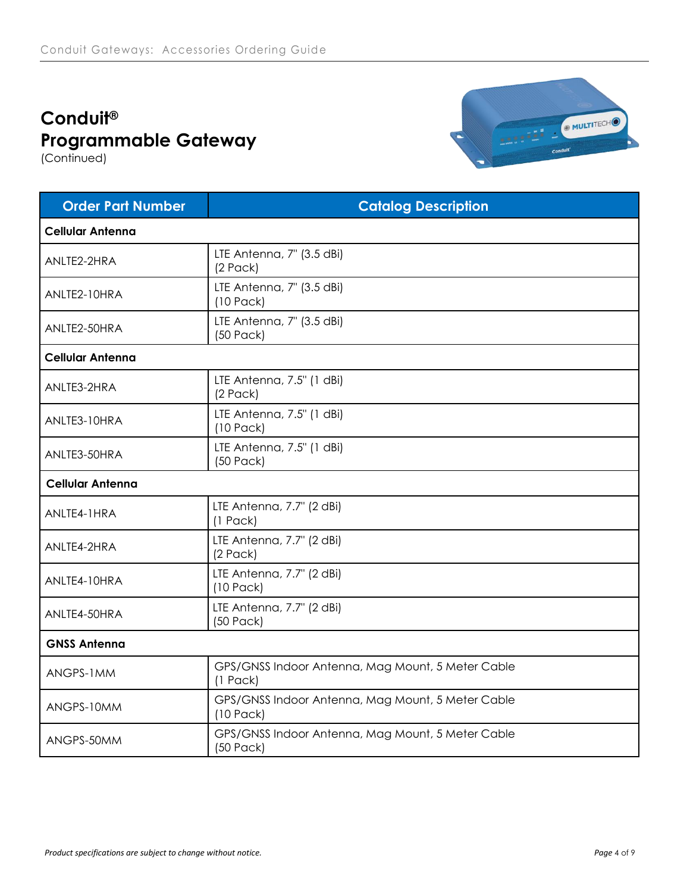# Conduit® Programmable Gateway

(Continued)

| Order Part Number | Catalog Description |
|---|---|
| **Cellular Antenna** | |
| ANLTE2-2HRA | LTE Antenna, 7" (3.5 dBi) (2 Pack) |
| ANLTE2-10HRA | LTE Antenna, 7" (3.5 dBi) (10 Pack) |
| ANLTE2-50HRA | LTE Antenna, 7" (3.5 dBi) (50 Pack) |
| **Cellular Antenna** | |
| ANLTE3-2HRA | LTE Antenna, 7.5" (1 dBi) (2 Pack) |
| ANLTE3-10HRA | LTE Antenna, 7.5" (1 dBi) (10 Pack) |
| ANLTE3-50HRA | LTE Antenna, 7.5" (1 dBi) (50 Pack) |
| **Cellular Antenna** | |
| ANLTE4-1HRA | LTE Antenna, 7.7" (2 dBi) (1 Pack) |
| ANLTE4-2HRA | LTE Antenna, 7.7" (2 dBi) (2 Pack) |
| ANLTE4-10HRA | LTE Antenna, 7.7" (2 dBi) (10 Pack) |
| ANLTE4-50HRA | LTE Antenna, 7.7" (2 dBi) (50 Pack) |
| **GNSS Antenna** | |
| ANGPS-1MM | GPS/GNSS Indoor Antenna, Mag Mount, 5 Meter Cable (1 Pack) |
| ANGPS-10MM | GPS/GNSS Indoor Antenna, Mag Mount, 5 Meter Cable (10 Pack) |
| ANGPS-50MM | GPS/GNSS Indoor Antenna, Mag Mount, 5 Meter Cable (50 Pack) |

*Product specifications are subject to change without notice.*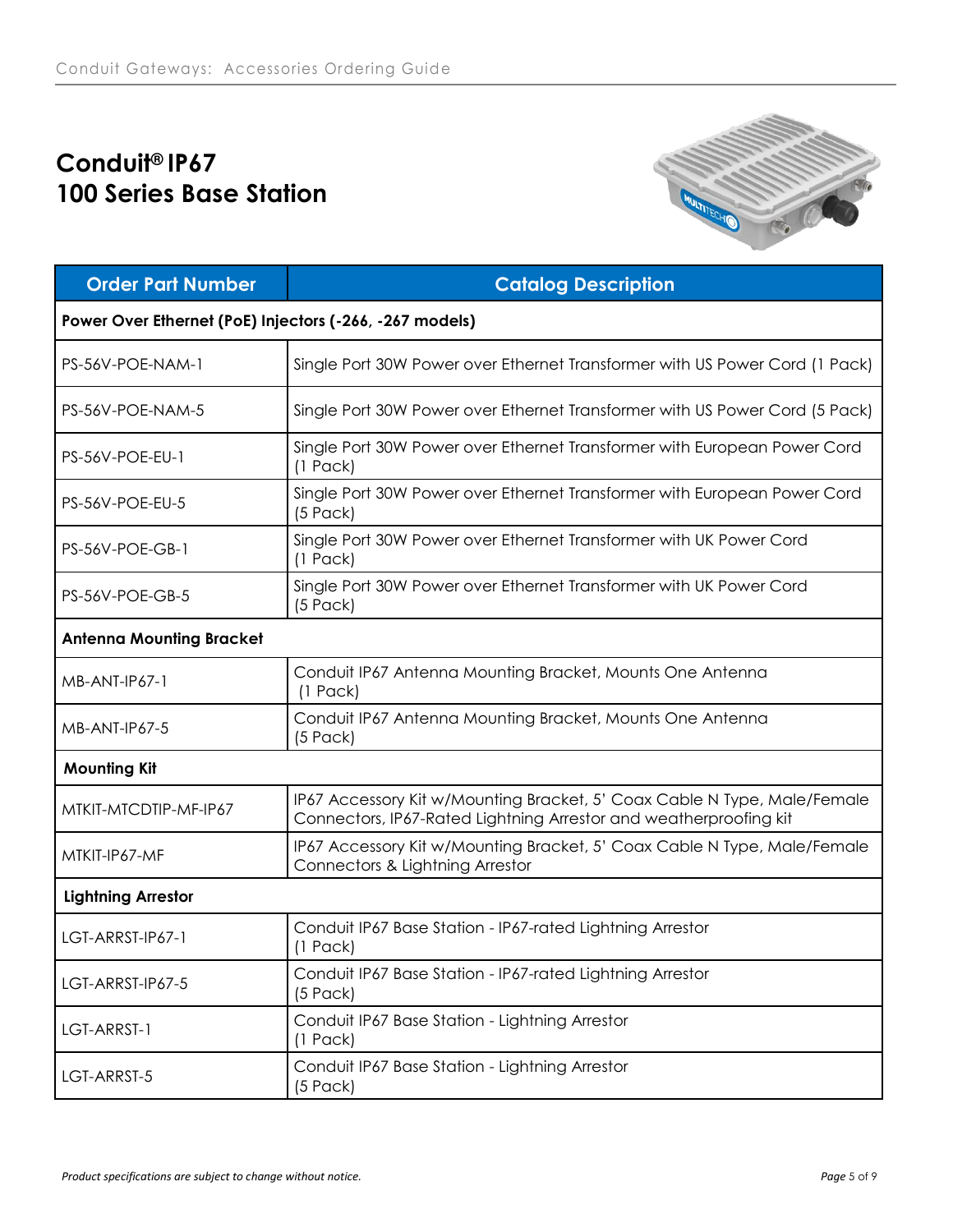# Conduit® IP67
# 100 Series Base Station

| Order Part Number | Catalog Description |
|---|---|
| **Power Over Ethernet (PoE) Injectors (-266, -267 models)** | |
| PS-56V-POE-NAM-1 | Single Port 30W Power over Ethernet Transformer with US Power Cord (1 Pack) |
| PS-56V-POE-NAM-5 | Single Port 30W Power over Ethernet Transformer with US Power Cord (5 Pack) |
| PS-56V-POE-EU-1 | Single Port 30W Power over Ethernet Transformer with European Power Cord (1 Pack) |
| PS-56V-POE-EU-5 | Single Port 30W Power over Ethernet Transformer with European Power Cord (5 Pack) |
| PS-56V-POE-GB-1 | Single Port 30W Power over Ethernet Transformer with UK Power Cord (1 Pack) |
| PS-56V-POE-GB-5 | Single Port 30W Power over Ethernet Transformer with UK Power Cord (5 Pack) |
| **Antenna Mounting Bracket** | |
| MB-ANT-IP67-1 | Conduit IP67 Antenna Mounting Bracket, Mounts One Antenna (1 Pack) |
| MB-ANT-IP67-5 | Conduit IP67 Antenna Mounting Bracket, Mounts One Antenna (5 Pack) |
| **Mounting Kit** | |
| MTKIT-MTCDTIP-MF-IP67 | IP67 Accessory Kit w/Mounting Bracket, 5' Coax Cable N Type, Male/Female Connectors, IP67-Rated Lightning Arrestor and weatherproofing kit |
| MTKIT-IP67-MF | IP67 Accessory Kit w/Mounting Bracket, 5' Coax Cable N Type, Male/Female Connectors & Lightning Arrestor |
| **Lightning Arrestor** | |
| LGT-ARRST-IP67-1 | Conduit IP67 Base Station - IP67-rated Lightning Arrestor (1 Pack) |
| LGT-ARRST-IP67-5 | Conduit IP67 Base Station - IP67-rated Lightning Arrestor (5 Pack) |
| LGT-ARRST-1 | Conduit IP67 Base Station - Lightning Arrestor (1 Pack) |
| LGT-ARRST-5 | Conduit IP67 Base Station - Lightning Arrestor (5 Pack) |

*Product specifications are subject to change without notice.*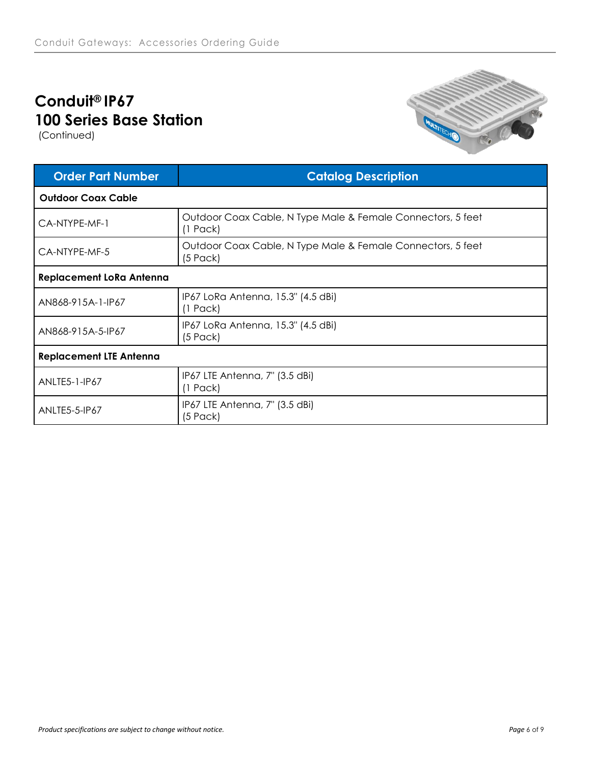# Conduit® IP67 100 Series Base Station

(Continued)

| Order Part Number | Catalog Description |
|---|---|
| **Outdoor Coax Cable** | |
| CA-NTYPE-MF-1 | Outdoor Coax Cable, N Type Male & Female Connectors, 5 feet (1 Pack) |
| CA-NTYPE-MF-5 | Outdoor Coax Cable, N Type Male & Female Connectors, 5 feet (5 Pack) |
| **Replacement LoRa Antenna** | |
| AN868-915A-1-IP67 | IP67 LoRa Antenna, 15.3" (4.5 dBi) (1 Pack) |
| AN868-915A-5-IP67 | IP67 LoRa Antenna, 15.3" (4.5 dBi) (5 Pack) |
| **Replacement LTE Antenna** | |
| ANLTE5-1-IP67 | IP67 LTE Antenna, 7" (3.5 dBi) (1 Pack) |
| ANLTE5-5-IP67 | IP67 LTE Antenna, 7" (3.5 dBi) (5 Pack) |

*Product specifications are subject to change without notice.*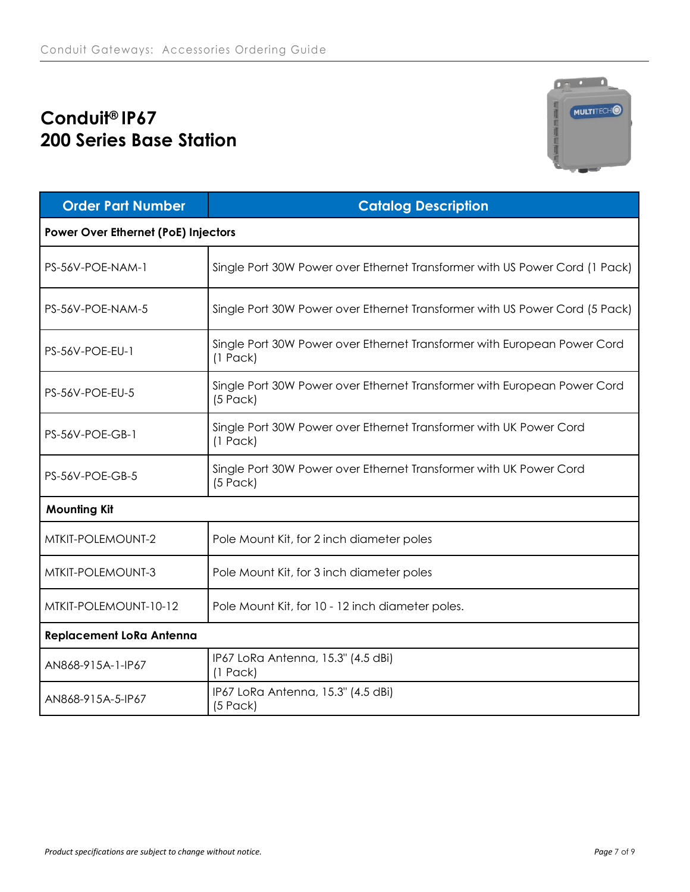# Conduit® IP67
# 200 Series Base Station

| Order Part Number | Catalog Description |
| --- | --- |
| **Power Over Ethernet (PoE) Injectors** | |
| PS-56V-POE-NAM-1 | Single Port 30W Power over Ethernet Transformer with US Power Cord (1 Pack) |
| PS-56V-POE-NAM-5 | Single Port 30W Power over Ethernet Transformer with US Power Cord (5 Pack) |
| PS-56V-POE-EU-1 | Single Port 30W Power over Ethernet Transformer with European Power Cord (1 Pack) |
| PS-56V-POE-EU-5 | Single Port 30W Power over Ethernet Transformer with European Power Cord (5 Pack) |
| PS-56V-POE-GB-1 | Single Port 30W Power over Ethernet Transformer with UK Power Cord (1 Pack) |
| PS-56V-POE-GB-5 | Single Port 30W Power over Ethernet Transformer with UK Power Cord (5 Pack) |
| **Mounting Kit** | |
| MTKIT-POLEMOUNT-2 | Pole Mount Kit, for 2 inch diameter poles |
| MTKIT-POLEMOUNT-3 | Pole Mount Kit, for 3 inch diameter poles |
| MTKIT-POLEMOUNT-10-12 | Pole Mount Kit, for 10 - 12 inch diameter poles. |
| **Replacement LoRa Antenna** | |
| AN868-915A-1-IP67 | IP67 LoRa Antenna, 15.3" (4.5 dBi) (1 Pack) |
| AN868-915A-5-IP67 | IP67 LoRa Antenna, 15.3" (4.5 dBi) (5 Pack) |

*Product specifications are subject to change without notice.*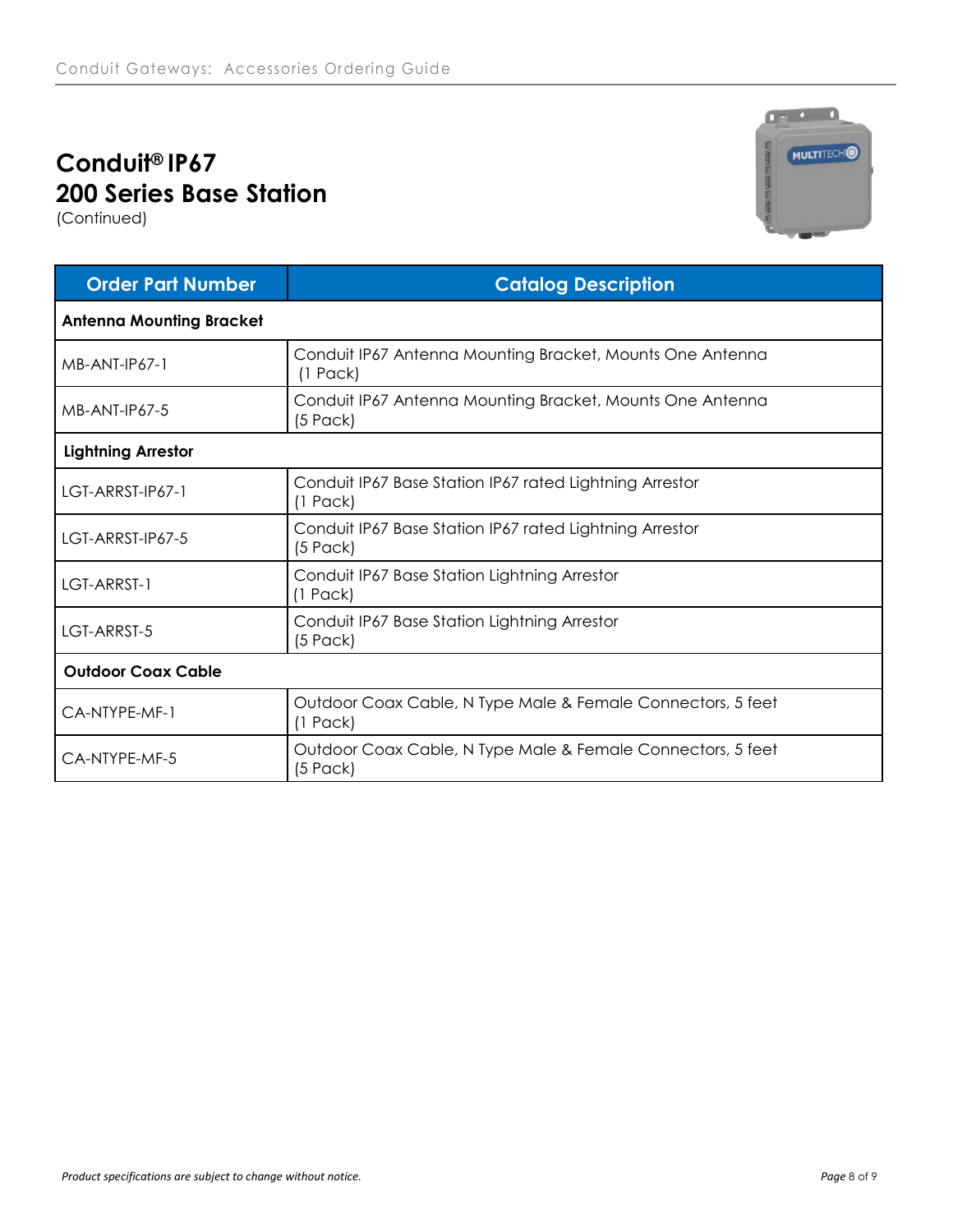# Conduit® IP67 200 Series Base Station

(Continued)

| Order Part Number | Catalog Description |
|---|---|
| **Antenna Mounting Bracket** | |
| MB-ANT-IP67-1 | Conduit IP67 Antenna Mounting Bracket, Mounts One Antenna (1 Pack) |
| MB-ANT-IP67-5 | Conduit IP67 Antenna Mounting Bracket, Mounts One Antenna (5 Pack) |
| **Lightning Arrestor** | |
| LGT-ARRST-IP67-1 | Conduit IP67 Base Station IP67 rated Lightning Arrestor (1 Pack) |
| LGT-ARRST-IP67-5 | Conduit IP67 Base Station IP67 rated Lightning Arrestor (5 Pack) |
| LGT-ARRST-1 | Conduit IP67 Base Station Lightning Arrestor (1 Pack) |
| LGT-ARRST-5 | Conduit IP67 Base Station Lightning Arrestor (5 Pack) |
| **Outdoor Coax Cable** | |
| CA-NTYPE-MF-1 | Outdoor Coax Cable, N Type Male & Female Connectors, 5 feet (1 Pack) |
| CA-NTYPE-MF-5 | Outdoor Coax Cable, N Type Male & Female Connectors, 5 feet (5 Pack) |

*Product specifications are subject to change without notice.*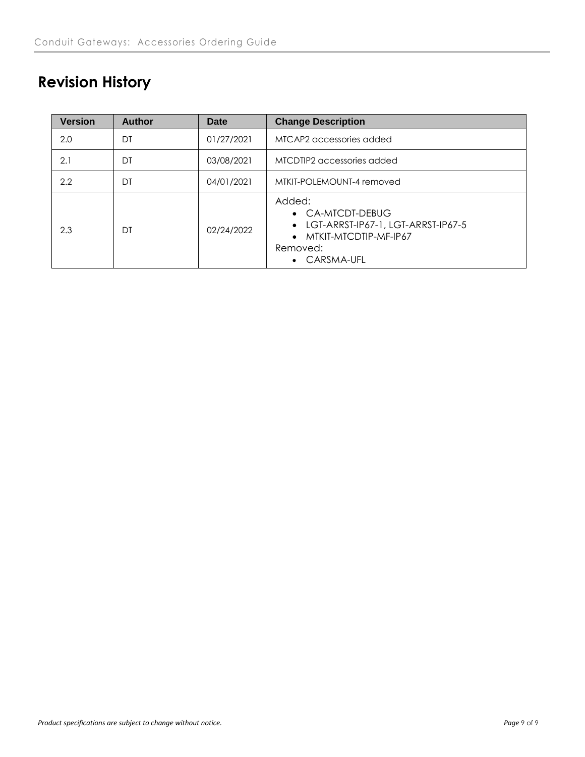# Revision History

| Version | Author | Date | Change Description |
| --- | --- | --- | --- |
| 2.0 | DT | 01/27/2021 | MTCAP2 accessories added |
| 2.1 | DT | 03/08/2021 | MTCDTIP2 accessories added |
| 2.2 | DT | 04/01/2021 | MTKIT-POLEMOUNT-4 removed |
| 2.3 | DT | 02/24/2022 | Added:<br>• CA-MTCDT-DEBUG<br>• LGT-ARRST-IP67-1, LGT-ARRST-IP67-5<br>• MTKIT-MTCDTIP-MF-IP67<br>Removed:<br>• CARSMA-UFL |

*Product specifications are subject to change without notice.*